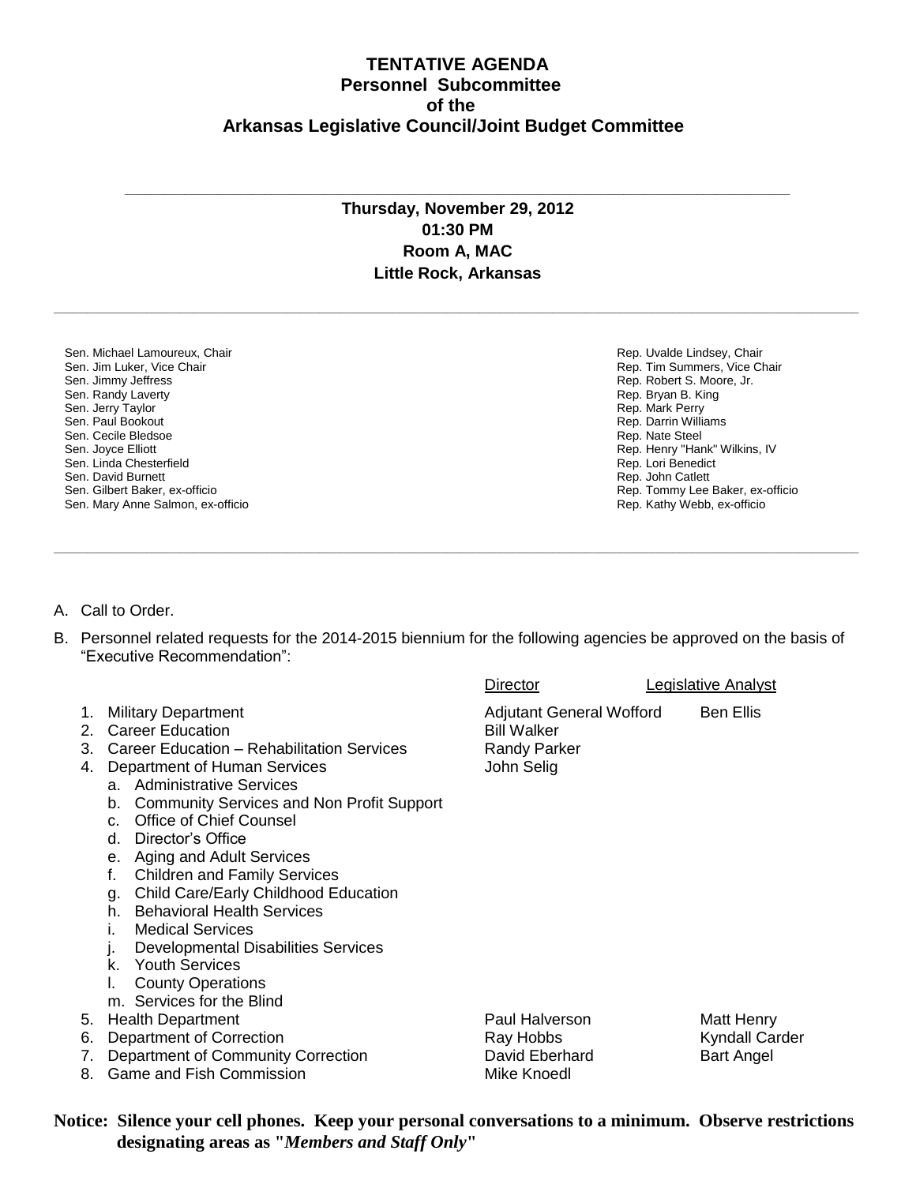# TENTATIVE AGENDA
## Personnel Subcommittee
## of the
## Arkansas Legislative Council/Joint Budget Committee

**Thursday, November 29, 2012**
**01:30 PM**
**Room A, MAC**
**Little Rock, Arkansas**

---

| Senate | House |
|---|---|
| Sen. Michael Lamoureux, Chair | Rep. Uvalde Lindsey, Chair |
| Sen. Jim Luker, Vice Chair | Rep. Tim Summers, Vice Chair |
| Sen. Jimmy Jeffress | Rep. Robert S. Moore, Jr. |
| Sen. Randy Laverty | Rep. Bryan B. King |
| Sen. Jerry Taylor | Rep. Mark Perry |
| Sen. Paul Bookout | Rep. Darrin Williams |
| Sen. Cecile Bledsoe | Rep. Nate Steel |
| Sen. Joyce Elliott | Rep. Henry "Hank" Wilkins, IV |
| Sen. Linda Chesterfield | Rep. Lori Benedict |
| Sen. David Burnett | Rep. John Catlett |
| Sen. Gilbert Baker, ex-officio | Rep. Tommy Lee Baker, ex-officio |
| Sen. Mary Anne Salmon, ex-officio | Rep. Kathy Webb, ex-officio |

---

A. Call to Order.

B. Personnel related requests for the 2014-2015 biennium for the following agencies be approved on the basis of "Executive Recommendation":

| | Director | Legislative Analyst |
|---|---|---|
| 1. Military Department | Adjutant General Wofford | Ben Ellis |
| 2. Career Education | Bill Walker | |
| 3. Career Education – Rehabilitation Services | Randy Parker | |
| 4. Department of Human Services | John Selig | |
| a. Administrative Services | | |
| b. Community Services and Non Profit Support | | |
| c. Office of Chief Counsel | | |
| d. Director's Office | | |
| e. Aging and Adult Services | | |
| f. Children and Family Services | | |
| g. Child Care/Early Childhood Education | | |
| h. Behavioral Health Services | | |
| i. Medical Services | | |
| j. Developmental Disabilities Services | | |
| k. Youth Services | | |
| l. County Operations | | |
| m. Services for the Blind | | |
| 5. Health Department | Paul Halverson | Matt Henry |
| 6. Department of Correction | Ray Hobbs | Kyndall Carder |
| 7. Department of Community Correction | David Eberhard | Bart Angel |
| 8. Game and Fish Commission | Mike Knoedl | |

**Notice: Silence your cell phones. Keep your personal conversations to a minimum. Observe restrictions designating areas as "*Members and Staff Only*"**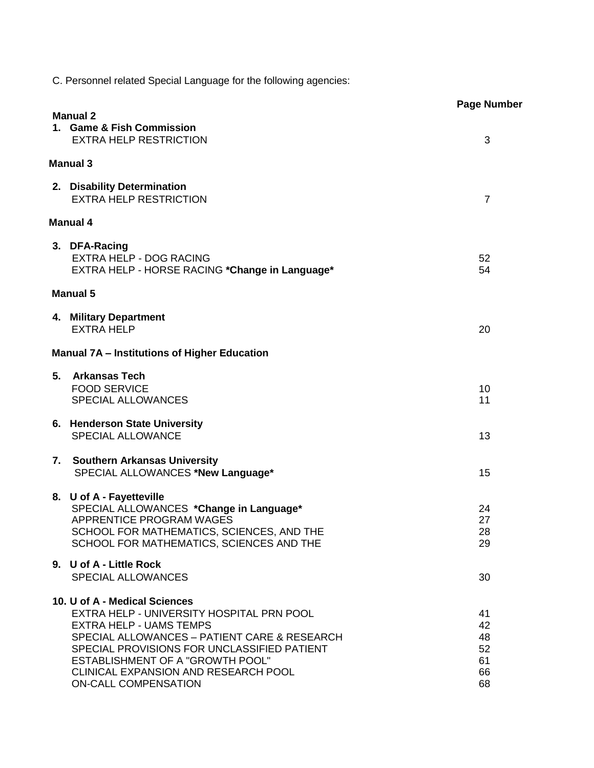C. Personnel related Special Language for the following agencies:

| | Page Number |
|---|---|
| **Manual 2** | |
| **1. Game & Fish Commission** | |
| EXTRA HELP RESTRICTION | 3 |
| **Manual 3** | |
| **2. Disability Determination** | |
| EXTRA HELP RESTRICTION | 7 |
| **Manual 4** | |
| **3. DFA-Racing** | |
| EXTRA HELP - DOG RACING | 52 |
| EXTRA HELP - HORSE RACING **\*Change in Language\*** | 54 |
| **Manual 5** | |
| **4. Military Department** | |
| EXTRA HELP | 20 |
| **Manual 7A – Institutions of Higher Education** | |
| **5. Arkansas Tech** | |
| FOOD SERVICE | 10 |
| SPECIAL ALLOWANCES | 11 |
| **6. Henderson State University** | |
| SPECIAL ALLOWANCE | 13 |
| **7. Southern Arkansas University** | |
| SPECIAL ALLOWANCES **\*New Language\*** | 15 |
| **8. U of A - Fayetteville** | |
| SPECIAL ALLOWANCES **\*Change in Language\*** | 24 |
| APPRENTICE PROGRAM WAGES | 27 |
| SCHOOL FOR MATHEMATICS, SCIENCES, AND THE | 28 |
| SCHOOL FOR MATHEMATICS, SCIENCES AND THE | 29 |
| **9. U of A - Little Rock** | |
| SPECIAL ALLOWANCES | 30 |
| **10. U of A - Medical Sciences** | |
| EXTRA HELP - UNIVERSITY HOSPITAL PRN POOL | 41 |
| EXTRA HELP - UAMS TEMPS | 42 |
| SPECIAL ALLOWANCES – PATIENT CARE & RESEARCH | 48 |
| SPECIAL PROVISIONS FOR UNCLASSIFIED PATIENT | 52 |
| ESTABLISHMENT OF A "GROWTH POOL" | 61 |
| CLINICAL EXPANSION AND RESEARCH POOL | 66 |
| ON-CALL COMPENSATION | 68 |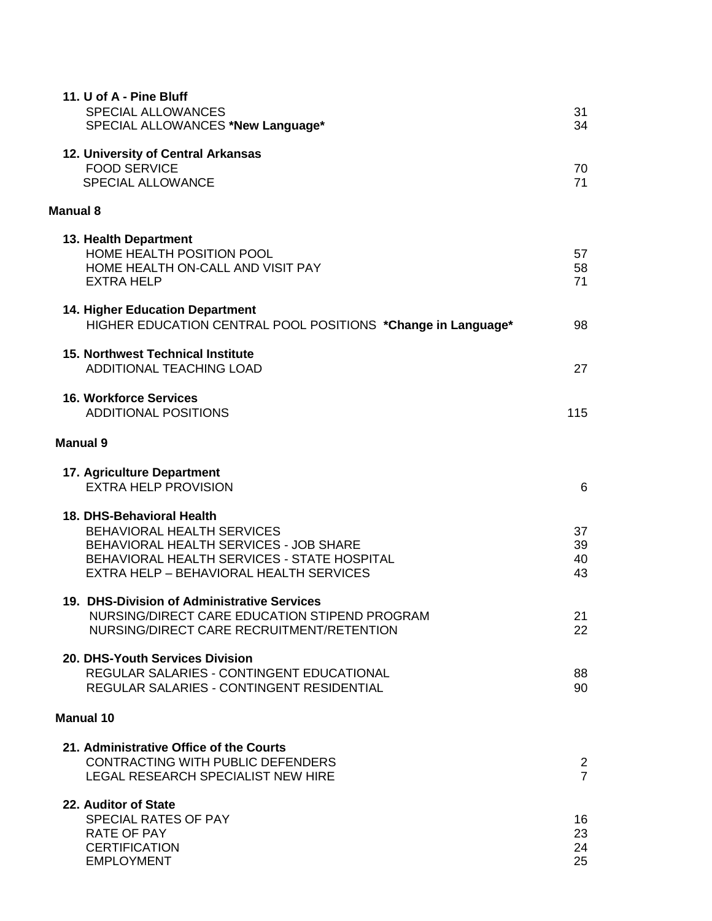**11. U of A - Pine Bluff**

| | |
|---|---|
| SPECIAL ALLOWANCES | 31 |
| SPECIAL ALLOWANCES **\*New Language\*** | 34 |

**12. University of Central Arkansas**

| | |
|---|---|
| FOOD SERVICE | 70 |
| SPECIAL ALLOWANCE | 71 |

## Manual 8

**13. Health Department**

| | |
|---|---|
| HOME HEALTH POSITION POOL | 57 |
| HOME HEALTH ON-CALL AND VISIT PAY | 58 |
| EXTRA HELP | 71 |

**14. Higher Education Department**

| | |
|---|---|
| HIGHER EDUCATION CENTRAL POOL POSITIONS **\*Change in Language\*** | 98 |

**15. Northwest Technical Institute**

| | |
|---|---|
| ADDITIONAL TEACHING LOAD | 27 |

**16. Workforce Services**

| | |
|---|---|
| ADDITIONAL POSITIONS | 115 |

## Manual 9

**17. Agriculture Department**

| | |
|---|---|
| EXTRA HELP PROVISION | 6 |

**18. DHS-Behavioral Health**

| | |
|---|---|
| BEHAVIORAL HEALTH SERVICES | 37 |
| BEHAVIORAL HEALTH SERVICES - JOB SHARE | 39 |
| BEHAVIORAL HEALTH SERVICES - STATE HOSPITAL | 40 |
| EXTRA HELP – BEHAVIORAL HEALTH SERVICES | 43 |

**19. DHS-Division of Administrative Services**

| | |
|---|---|
| NURSING/DIRECT CARE EDUCATION STIPEND PROGRAM | 21 |
| NURSING/DIRECT CARE RECRUITMENT/RETENTION | 22 |

**20. DHS-Youth Services Division**

| | |
|---|---|
| REGULAR SALARIES - CONTINGENT EDUCATIONAL | 88 |
| REGULAR SALARIES - CONTINGENT RESIDENTIAL | 90 |

## Manual 10

**21. Administrative Office of the Courts**

| | |
|---|---|
| CONTRACTING WITH PUBLIC DEFENDERS | 2 |
| LEGAL RESEARCH SPECIALIST NEW HIRE | 7 |

**22. Auditor of State**

| | |
|---|---|
| SPECIAL RATES OF PAY | 16 |
| RATE OF PAY | 23 |
| CERTIFICATION | 24 |
| EMPLOYMENT | 25 |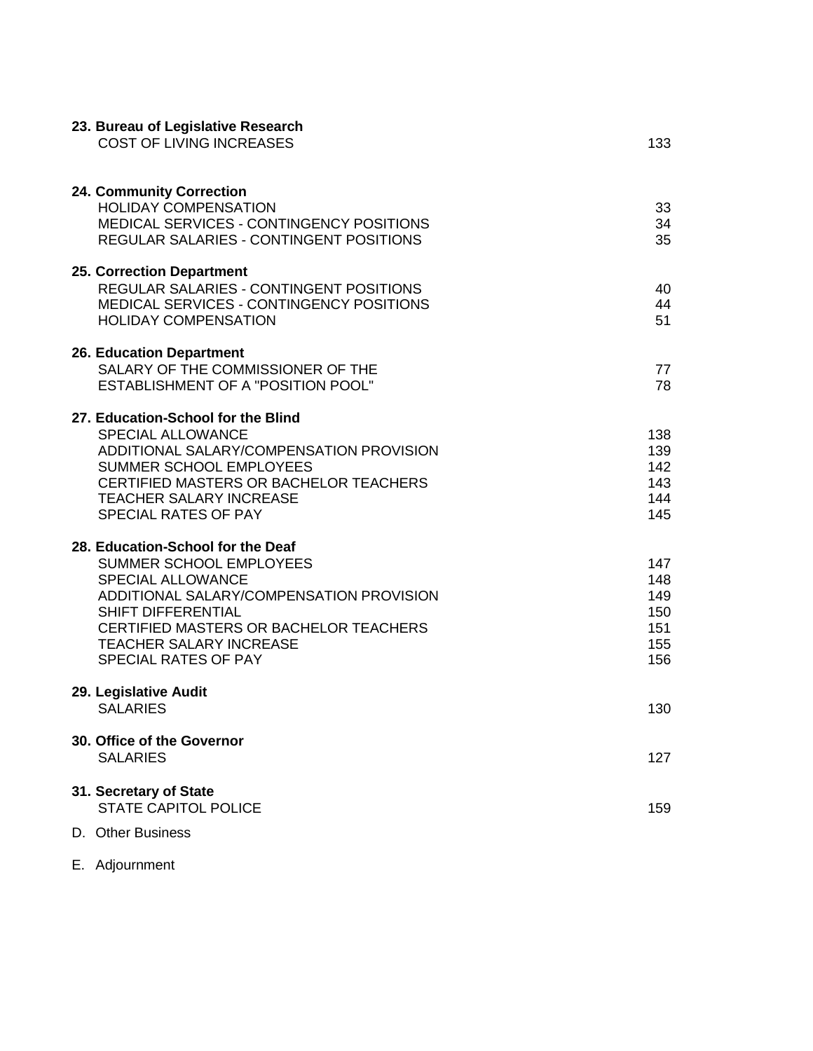**23. Bureau of Legislative Research**

| | |
|---|---|
| COST OF LIVING INCREASES | 133 |

**24. Community Correction**

| | |
|---|---|
| HOLIDAY COMPENSATION | 33 |
| MEDICAL SERVICES - CONTINGENCY POSITIONS | 34 |
| REGULAR SALARIES - CONTINGENT POSITIONS | 35 |

**25. Correction Department**

| | |
|---|---|
| REGULAR SALARIES - CONTINGENT POSITIONS | 40 |
| MEDICAL SERVICES - CONTINGENCY POSITIONS | 44 |
| HOLIDAY COMPENSATION | 51 |

**26. Education Department**

| | |
|---|---|
| SALARY OF THE COMMISSIONER OF THE | 77 |
| ESTABLISHMENT OF A "POSITION POOL" | 78 |

**27. Education-School for the Blind**

| | |
|---|---|
| SPECIAL ALLOWANCE | 138 |
| ADDITIONAL SALARY/COMPENSATION PROVISION | 139 |
| SUMMER SCHOOL EMPLOYEES | 142 |
| CERTIFIED MASTERS OR BACHELOR TEACHERS | 143 |
| TEACHER SALARY INCREASE | 144 |
| SPECIAL RATES OF PAY | 145 |

**28. Education-School for the Deaf**

| | |
|---|---|
| SUMMER SCHOOL EMPLOYEES | 147 |
| SPECIAL ALLOWANCE | 148 |
| ADDITIONAL SALARY/COMPENSATION PROVISION | 149 |
| SHIFT DIFFERENTIAL | 150 |
| CERTIFIED MASTERS OR BACHELOR TEACHERS | 151 |
| TEACHER SALARY INCREASE | 155 |
| SPECIAL RATES OF PAY | 156 |

**29. Legislative Audit**

| | |
|---|---|
| SALARIES | 130 |

**30. Office of the Governor**

| | |
|---|---|
| SALARIES | 127 |

**31. Secretary of State**

| | |
|---|---|
| STATE CAPITOL POLICE | 159 |

D. Other Business

E. Adjournment